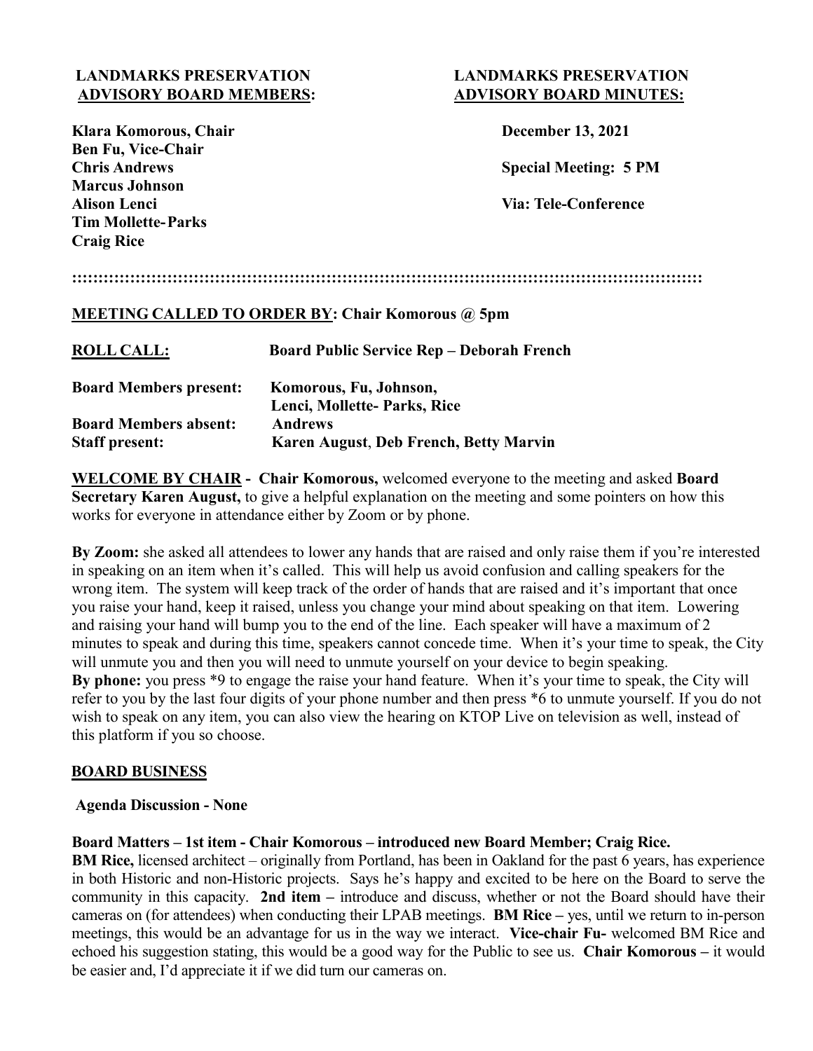**LANDMARKS PRESERVATION ADVISORY BOARD MEMBERS:**

**Klara Komorous, Chair**
**Ben Fu, Vice-Chair**
**Chris Andrews**
**Marcus Johnson**
**Alison Lenci**
**Tim Mollette-Parks**
**Craig Rice**

**LANDMARKS PRESERVATION ADVISORY BOARD MINUTES:**

**December 13, 2021**

**Special Meeting: 5 PM**

**Via: Tele-Conference**

::::::::::::::::::::::::::::::::::::::::::::::::::::::::::::::::::::::::::::::::::::::::::::::::::::::::::::::::::::::::

**MEETING CALLED TO ORDER BY: Chair Komorous @ 5pm**

| | |
|---|---|
| **ROLL CALL:** | **Board Public Service Rep – Deborah French** |
| **Board Members present:** | **Komorous, Fu, Johnson, Lenci, Mollette- Parks, Rice** |
| **Board Members absent:** | **Andrews** |
| **Staff present:** | **Karen August, Deb French, Betty Marvin** |

**WELCOME BY CHAIR - Chair Komorous,** welcomed everyone to the meeting and asked **Board Secretary Karen August,** to give a helpful explanation on the meeting and some pointers on how this works for everyone in attendance either by Zoom or by phone.

**By Zoom:** she asked all attendees to lower any hands that are raised and only raise them if you're interested in speaking on an item when it's called. This will help us avoid confusion and calling speakers for the wrong item. The system will keep track of the order of hands that are raised and it's important that once you raise your hand, keep it raised, unless you change your mind about speaking on that item. Lowering and raising your hand will bump you to the end of the line. Each speaker will have a maximum of 2 minutes to speak and during this time, speakers cannot concede time. When it's your time to speak, the City will unmute you and then you will need to unmute yourself on your device to begin speaking.
**By phone:** you press *9 to engage the raise your hand feature. When it's your time to speak, the City will refer to you by the last four digits of your phone number and then press *6 to unmute yourself. If you do not wish to speak on any item, you can also view the hearing on KTOP Live on television as well, instead of this platform if you so choose.

**BOARD BUSINESS**

**Agenda Discussion - None**

**Board Matters – 1st item - Chair Komorous – introduced new Board Member; Craig Rice.**
**BM Rice,** licensed architect – originally from Portland, has been in Oakland for the past 6 years, has experience in both Historic and non-Historic projects. Says he's happy and excited to be here on the Board to serve the community in this capacity. **2nd item –** introduce and discuss, whether or not the Board should have their cameras on (for attendees) when conducting their LPAB meetings. **BM Rice –** yes, until we return to in-person meetings, this would be an advantage for us in the way we interact. **Vice-chair Fu-** welcomed BM Rice and echoed his suggestion stating, this would be a good way for the Public to see us. **Chair Komorous –** it would be easier and, I'd appreciate it if we did turn our cameras on.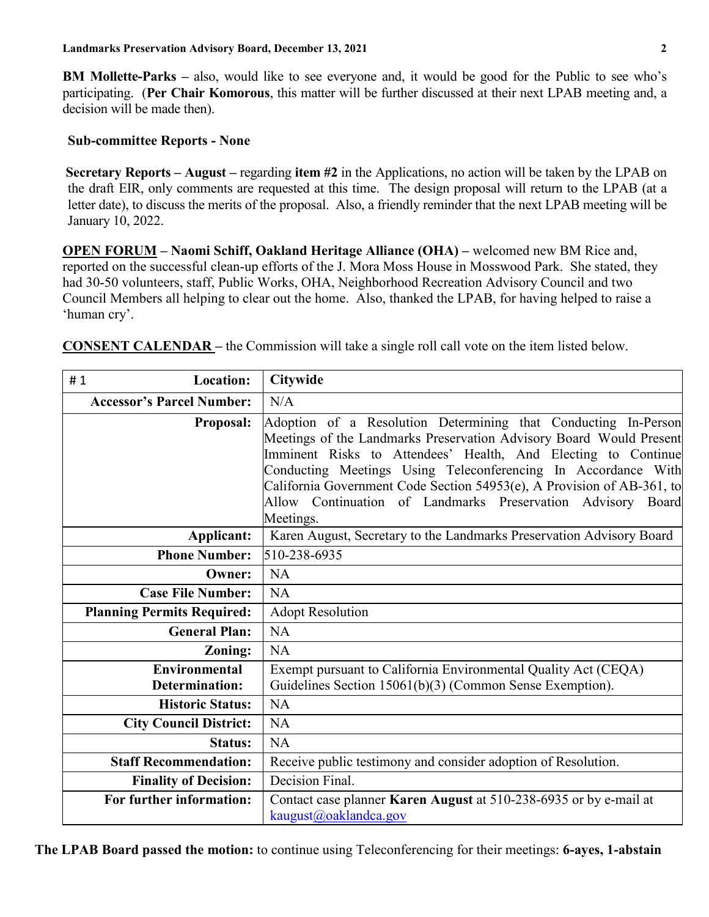**BM Mollette-Parks –** also, would like to see everyone and, it would be good for the Public to see who's participating. (**Per Chair Komorous**, this matter will be further discussed at their next LPAB meeting and, a decision will be made then).

**Sub-committee Reports - None**

**Secretary Reports – August –** regarding **item #2** in the Applications, no action will be taken by the LPAB on the draft EIR, only comments are requested at this time. The design proposal will return to the LPAB (at a letter date), to discuss the merits of the proposal. Also, a friendly reminder that the next LPAB meeting will be January 10, 2022.

**OPEN FORUM – Naomi Schiff, Oakland Heritage Alliance (OHA) –** welcomed new BM Rice and, reported on the successful clean-up efforts of the J. Mora Moss House in Mosswood Park. She stated, they had 30-50 volunteers, staff, Public Works, OHA, Neighborhood Recreation Advisory Council and two Council Members all helping to clear out the home. Also, thanked the LPAB, for having helped to raise a 'human cry'.

**CONSENT CALENDAR –** the Commission will take a single roll call vote on the item listed below.

| # 1 **Location:** | **Citywide** |
|---|---|
| **Accessor's Parcel Number:** | N/A |
| **Proposal:** | Adoption of a Resolution Determining that Conducting In-Person Meetings of the Landmarks Preservation Advisory Board Would Present Imminent Risks to Attendees' Health, And Electing to Continue Conducting Meetings Using Teleconferencing In Accordance With California Government Code Section 54953(e), A Provision of AB-361, to Allow Continuation of Landmarks Preservation Advisory Board Meetings. |
| **Applicant:** | Karen August, Secretary to the Landmarks Preservation Advisory Board |
| **Phone Number:** | 510-238-6935 |
| **Owner:** | NA |
| **Case File Number:** | NA |
| **Planning Permits Required:** | Adopt Resolution |
| **General Plan:** | NA |
| **Zoning:** | NA |
| **Environmental Determination:** | Exempt pursuant to California Environmental Quality Act (CEQA) Guidelines Section 15061(b)(3) (Common Sense Exemption). |
| **Historic Status:** | NA |
| **City Council District:** | NA |
| **Status:** | NA |
| **Staff Recommendation:** | Receive public testimony and consider adoption of Resolution. |
| **Finality of Decision:** | Decision Final. |
| **For further information:** | Contact case planner **Karen August** at 510-238-6935 or by e-mail at kaugust@oaklandca.gov |

**The LPAB Board passed the motion:** to continue using Teleconferencing for their meetings: **6-ayes, 1-abstain**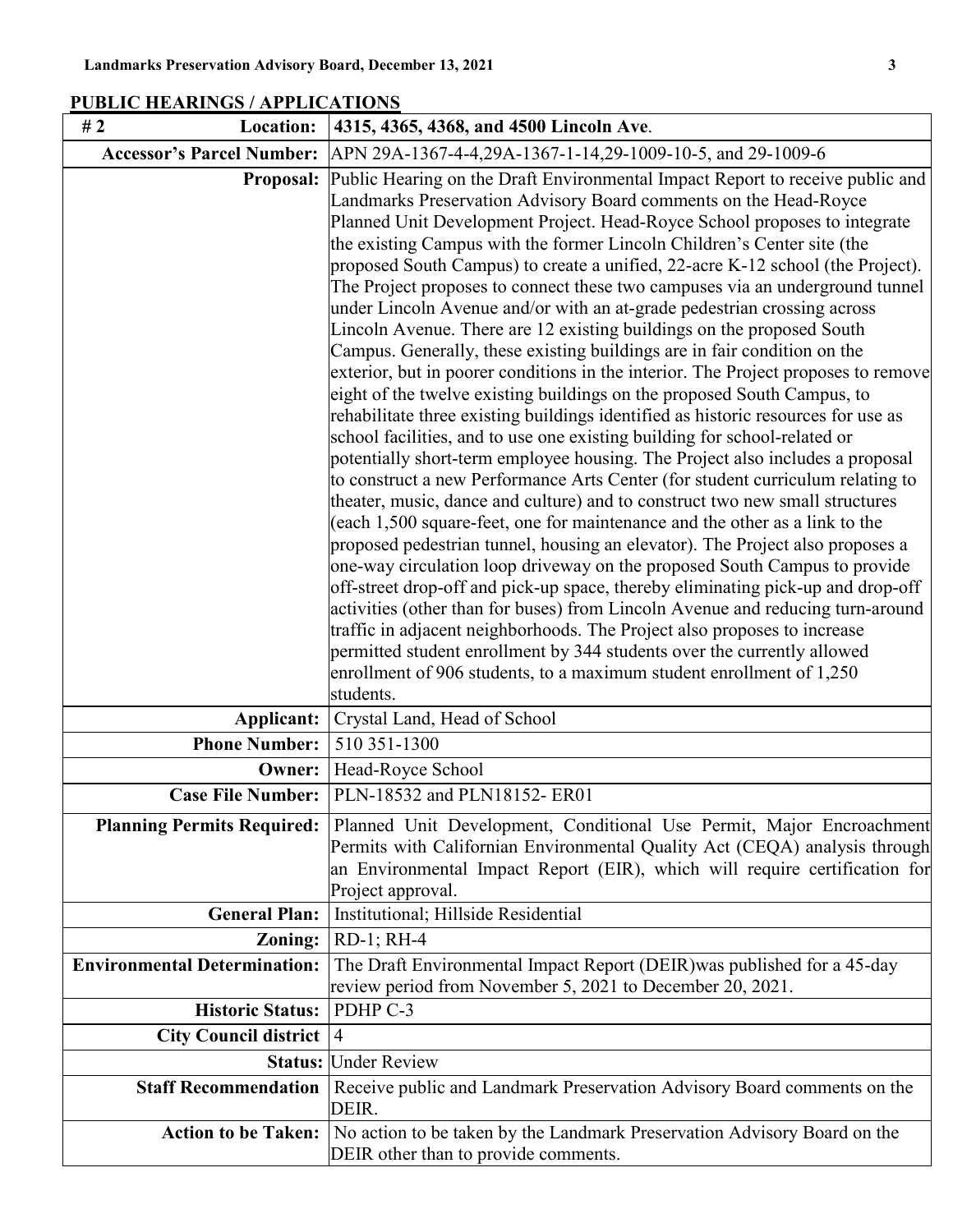## PUBLIC HEARINGS / APPLICATIONS

| # 2 Location: | 4315, 4365, 4368, and 4500 Lincoln Ave. |
|---|---|
| Accessor's Parcel Number: | APN 29A-1367-4-4,29A-1367-1-14,29-1009-10-5, and 29-1009-6 |
| Proposal: | Public Hearing on the Draft Environmental Impact Report to receive public and Landmarks Preservation Advisory Board comments on the Head-Royce Planned Unit Development Project. Head-Royce School proposes to integrate the existing Campus with the former Lincoln Children's Center site (the proposed South Campus) to create a unified, 22-acre K-12 school (the Project). The Project proposes to connect these two campuses via an underground tunnel under Lincoln Avenue and/or with an at-grade pedestrian crossing across Lincoln Avenue. There are 12 existing buildings on the proposed South Campus. Generally, these existing buildings are in fair condition on the exterior, but in poorer conditions in the interior. The Project proposes to remove eight of the twelve existing buildings on the proposed South Campus, to rehabilitate three existing buildings identified as historic resources for use as school facilities, and to use one existing building for school-related or potentially short-term employee housing. The Project also includes a proposal to construct a new Performance Arts Center (for student curriculum relating to theater, music, dance and culture) and to construct two new small structures (each 1,500 square-feet, one for maintenance and the other as a link to the proposed pedestrian tunnel, housing an elevator). The Project also proposes a one-way circulation loop driveway on the proposed South Campus to provide off-street drop-off and pick-up space, thereby eliminating pick-up and drop-off activities (other than for buses) from Lincoln Avenue and reducing turn-around traffic in adjacent neighborhoods. The Project also proposes to increase permitted student enrollment by 344 students over the currently allowed enrollment of 906 students, to a maximum student enrollment of 1,250 students. |
| Applicant: | Crystal Land, Head of School |
| Phone Number: | 510 351-1300 |
| Owner: | Head-Royce School |
| Case File Number: | PLN-18532 and PLN18152- ER01 |
| Planning Permits Required: | Planned Unit Development, Conditional Use Permit, Major Encroachment Permits with Californian Environmental Quality Act (CEQA) analysis through an Environmental Impact Report (EIR), which will require certification for Project approval. |
| General Plan: | Institutional; Hillside Residential |
| Zoning: | RD-1; RH-4 |
| Environmental Determination: | The Draft Environmental Impact Report (DEIR)was published for a 45-day review period from November 5, 2021 to December 20, 2021. |
| Historic Status: | PDHP C-3 |
| City Council district | 4 |
| Status: | Under Review |
| Staff Recommendation | Receive public and Landmark Preservation Advisory Board comments on the DEIR. |
| Action to be Taken: | No action to be taken by the Landmark Preservation Advisory Board on the DEIR other than to provide comments. |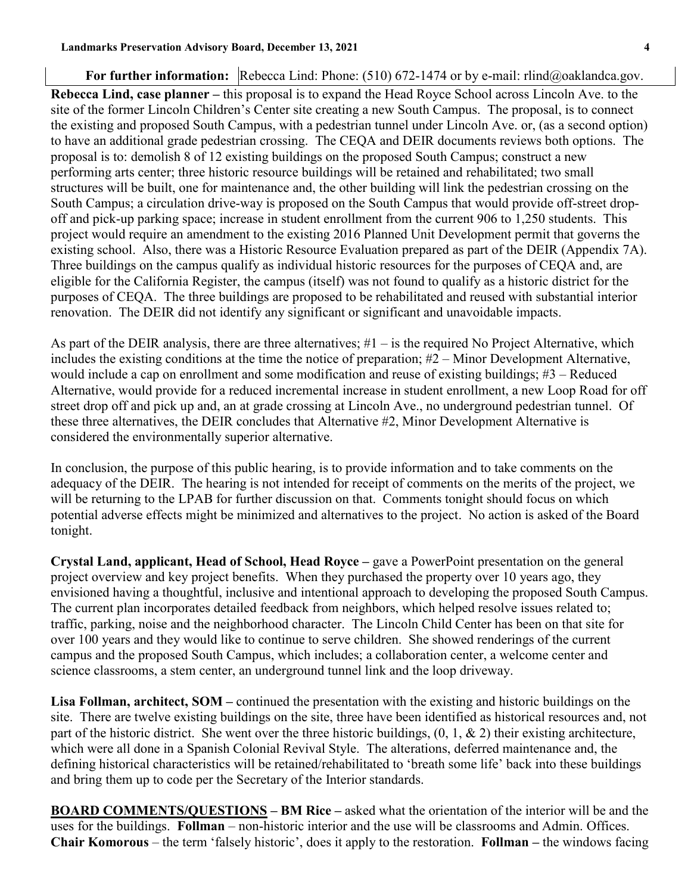**For further information:** Rebecca Lind: Phone: (510) 672-1474 or by e-mail: rlind@oaklandca.gov.

**Rebecca Lind, case planner –** this proposal is to expand the Head Royce School across Lincoln Ave. to the site of the former Lincoln Children's Center site creating a new South Campus. The proposal, is to connect the existing and proposed South Campus, with a pedestrian tunnel under Lincoln Ave. or, (as a second option) to have an additional grade pedestrian crossing. The CEQA and DEIR documents reviews both options. The proposal is to: demolish 8 of 12 existing buildings on the proposed South Campus; construct a new performing arts center; three historic resource buildings will be retained and rehabilitated; two small structures will be built, one for maintenance and, the other building will link the pedestrian crossing on the South Campus; a circulation drive-way is proposed on the South Campus that would provide off-street drop-off and pick-up parking space; increase in student enrollment from the current 906 to 1,250 students. This project would require an amendment to the existing 2016 Planned Unit Development permit that governs the existing school. Also, there was a Historic Resource Evaluation prepared as part of the DEIR (Appendix 7A). Three buildings on the campus qualify as individual historic resources for the purposes of CEQA and, are eligible for the California Register, the campus (itself) was not found to qualify as a historic district for the purposes of CEQA. The three buildings are proposed to be rehabilitated and reused with substantial interior renovation. The DEIR did not identify any significant or significant and unavoidable impacts.

As part of the DEIR analysis, there are three alternatives; #1 – is the required No Project Alternative, which includes the existing conditions at the time the notice of preparation; #2 – Minor Development Alternative, would include a cap on enrollment and some modification and reuse of existing buildings; #3 – Reduced Alternative, would provide for a reduced incremental increase in student enrollment, a new Loop Road for off street drop off and pick up and, an at grade crossing at Lincoln Ave., no underground pedestrian tunnel. Of these three alternatives, the DEIR concludes that Alternative #2, Minor Development Alternative is considered the environmentally superior alternative.

In conclusion, the purpose of this public hearing, is to provide information and to take comments on the adequacy of the DEIR. The hearing is not intended for receipt of comments on the merits of the project, we will be returning to the LPAB for further discussion on that. Comments tonight should focus on which potential adverse effects might be minimized and alternatives to the project. No action is asked of the Board tonight.

**Crystal Land, applicant, Head of School, Head Royce –** gave a PowerPoint presentation on the general project overview and key project benefits. When they purchased the property over 10 years ago, they envisioned having a thoughtful, inclusive and intentional approach to developing the proposed South Campus. The current plan incorporates detailed feedback from neighbors, which helped resolve issues related to; traffic, parking, noise and the neighborhood character. The Lincoln Child Center has been on that site for over 100 years and they would like to continue to serve children. She showed renderings of the current campus and the proposed South Campus, which includes; a collaboration center, a welcome center and science classrooms, a stem center, an underground tunnel link and the loop driveway.

**Lisa Follman, architect, SOM –** continued the presentation with the existing and historic buildings on the site. There are twelve existing buildings on the site, three have been identified as historical resources and, not part of the historic district. She went over the three historic buildings, (0, 1, & 2) their existing architecture, which were all done in a Spanish Colonial Revival Style. The alterations, deferred maintenance and, the defining historical characteristics will be retained/rehabilitated to 'breath some life' back into these buildings and bring them up to code per the Secretary of the Interior standards.

**BOARD COMMENTS/QUESTIONS – BM Rice –** asked what the orientation of the interior will be and the uses for the buildings. **Follman** – non-historic interior and the use will be classrooms and Admin. Offices. **Chair Komorous** – the term 'falsely historic', does it apply to the restoration. **Follman –** the windows facing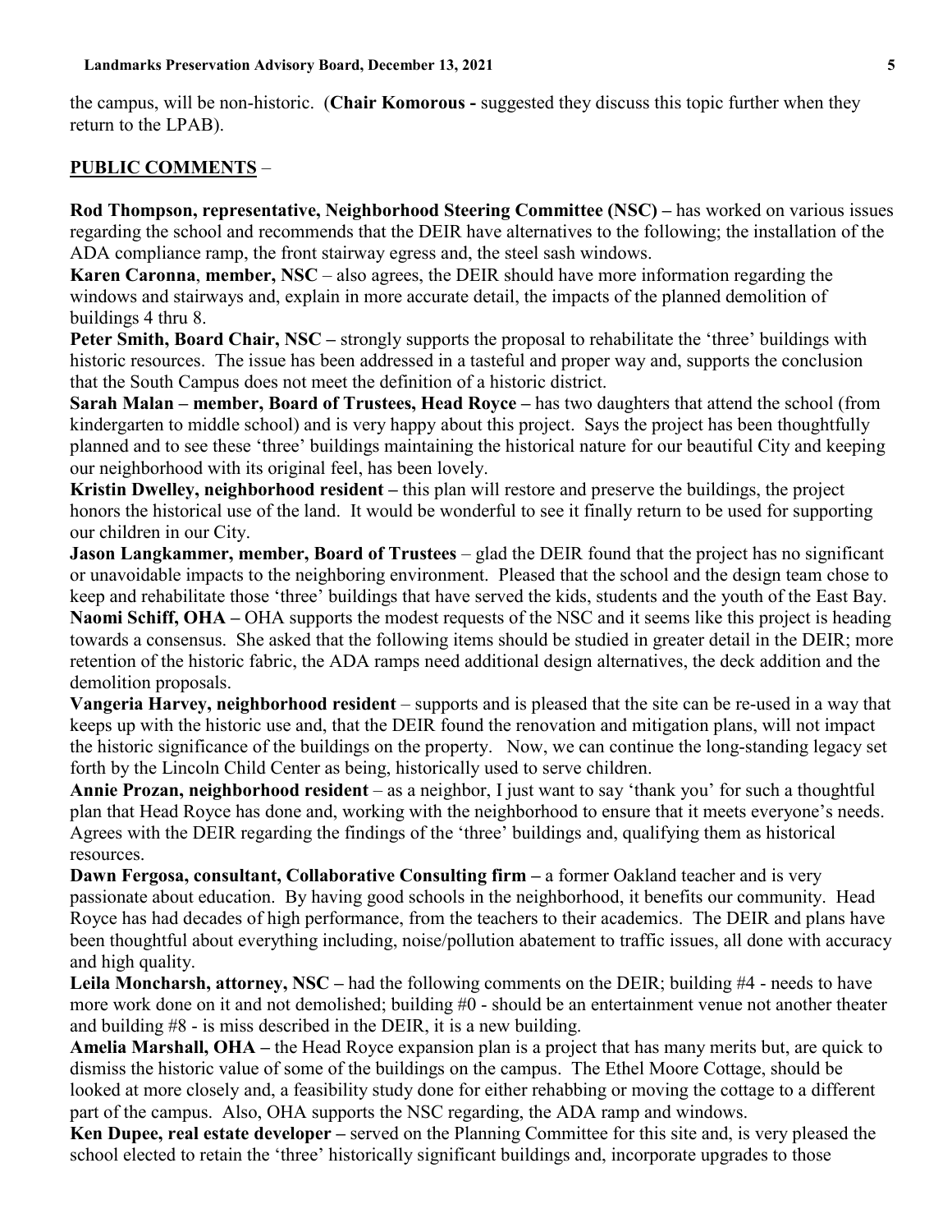the campus, will be non-historic. (**Chair Komorous -** suggested they discuss this topic further when they return to the LPAB).

**PUBLIC COMMENTS** –

**Rod Thompson, representative, Neighborhood Steering Committee (NSC) –** has worked on various issues regarding the school and recommends that the DEIR have alternatives to the following; the installation of the ADA compliance ramp, the front stairway egress and, the steel sash windows.

**Karen Caronna**, **member, NSC** – also agrees, the DEIR should have more information regarding the windows and stairways and, explain in more accurate detail, the impacts of the planned demolition of buildings 4 thru 8.

**Peter Smith, Board Chair, NSC –** strongly supports the proposal to rehabilitate the 'three' buildings with historic resources. The issue has been addressed in a tasteful and proper way and, supports the conclusion that the South Campus does not meet the definition of a historic district.

**Sarah Malan – member, Board of Trustees, Head Royce –** has two daughters that attend the school (from kindergarten to middle school) and is very happy about this project. Says the project has been thoughtfully planned and to see these 'three' buildings maintaining the historical nature for our beautiful City and keeping our neighborhood with its original feel, has been lovely.

**Kristin Dwelley, neighborhood resident –** this plan will restore and preserve the buildings, the project honors the historical use of the land. It would be wonderful to see it finally return to be used for supporting our children in our City.

**Jason Langkammer, member, Board of Trustees** – glad the DEIR found that the project has no significant or unavoidable impacts to the neighboring environment. Pleased that the school and the design team chose to keep and rehabilitate those 'three' buildings that have served the kids, students and the youth of the East Bay.

**Naomi Schiff, OHA –** OHA supports the modest requests of the NSC and it seems like this project is heading towards a consensus. She asked that the following items should be studied in greater detail in the DEIR; more retention of the historic fabric, the ADA ramps need additional design alternatives, the deck addition and the demolition proposals.

**Vangeria Harvey, neighborhood resident** – supports and is pleased that the site can be re-used in a way that keeps up with the historic use and, that the DEIR found the renovation and mitigation plans, will not impact the historic significance of the buildings on the property. Now, we can continue the long-standing legacy set forth by the Lincoln Child Center as being, historically used to serve children.

**Annie Prozan, neighborhood resident** – as a neighbor, I just want to say 'thank you' for such a thoughtful plan that Head Royce has done and, working with the neighborhood to ensure that it meets everyone's needs. Agrees with the DEIR regarding the findings of the 'three' buildings and, qualifying them as historical resources.

**Dawn Fergosa, consultant, Collaborative Consulting firm –** a former Oakland teacher and is very passionate about education. By having good schools in the neighborhood, it benefits our community. Head Royce has had decades of high performance, from the teachers to their academics. The DEIR and plans have been thoughtful about everything including, noise/pollution abatement to traffic issues, all done with accuracy and high quality.

**Leila Moncharsh, attorney, NSC –** had the following comments on the DEIR; building #4 - needs to have more work done on it and not demolished; building #0 - should be an entertainment venue not another theater and building #8 - is miss described in the DEIR, it is a new building.

**Amelia Marshall, OHA –** the Head Royce expansion plan is a project that has many merits but, are quick to dismiss the historic value of some of the buildings on the campus. The Ethel Moore Cottage, should be looked at more closely and, a feasibility study done for either rehabbing or moving the cottage to a different part of the campus. Also, OHA supports the NSC regarding, the ADA ramp and windows.

**Ken Dupee, real estate developer –** served on the Planning Committee for this site and, is very pleased the school elected to retain the 'three' historically significant buildings and, incorporate upgrades to those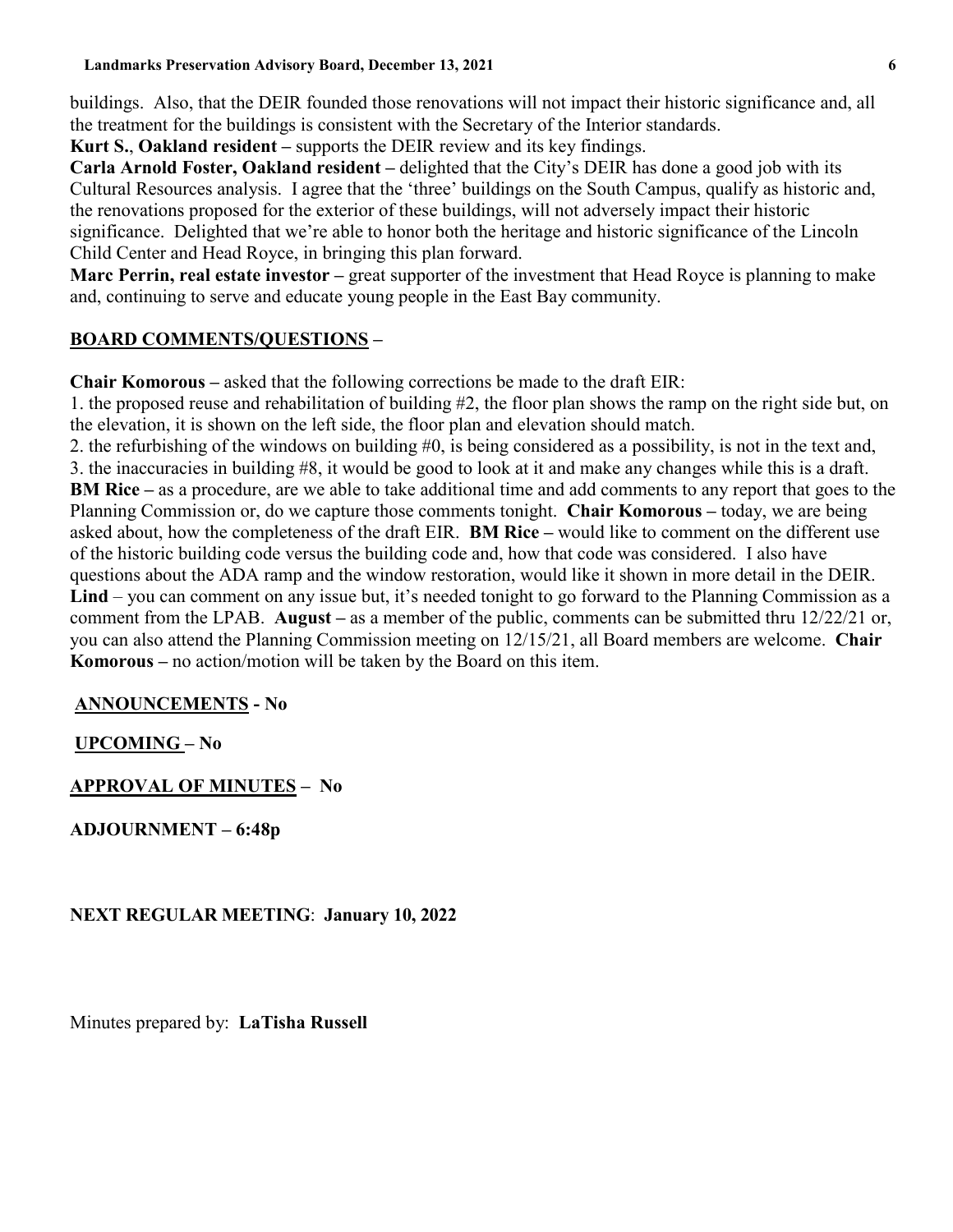buildings. Also, that the DEIR founded those renovations will not impact their historic significance and, all the treatment for the buildings is consistent with the Secretary of the Interior standards.

**Kurt S.**, **Oakland resident –** supports the DEIR review and its key findings.

**Carla Arnold Foster, Oakland resident –** delighted that the City's DEIR has done a good job with its Cultural Resources analysis. I agree that the 'three' buildings on the South Campus, qualify as historic and, the renovations proposed for the exterior of these buildings, will not adversely impact their historic significance. Delighted that we're able to honor both the heritage and historic significance of the Lincoln Child Center and Head Royce, in bringing this plan forward.

**Marc Perrin, real estate investor –** great supporter of the investment that Head Royce is planning to make and, continuing to serve and educate young people in the East Bay community.

**BOARD COMMENTS/QUESTIONS –**

**Chair Komorous –** asked that the following corrections be made to the draft EIR:

1. the proposed reuse and rehabilitation of building #2, the floor plan shows the ramp on the right side but, on the elevation, it is shown on the left side, the floor plan and elevation should match.
2. the refurbishing of the windows on building #0, is being considered as a possibility, is not in the text and,
3. the inaccuracies in building #8, it would be good to look at it and make any changes while this is a draft.

**BM Rice –** as a procedure, are we able to take additional time and add comments to any report that goes to the Planning Commission or, do we capture those comments tonight. **Chair Komorous –** today, we are being asked about, how the completeness of the draft EIR. **BM Rice –** would like to comment on the different use of the historic building code versus the building code and, how that code was considered. I also have questions about the ADA ramp and the window restoration, would like it shown in more detail in the DEIR. **Lind** – you can comment on any issue but, it's needed tonight to go forward to the Planning Commission as a comment from the LPAB. **August –** as a member of the public, comments can be submitted thru 12/22/21 or, you can also attend the Planning Commission meeting on 12/15/21, all Board members are welcome. **Chair Komorous –** no action/motion will be taken by the Board on this item.

**ANNOUNCEMENTS - No**

**UPCOMING – No**

**APPROVAL OF MINUTES – No**

**ADJOURNMENT – 6:48p**

**NEXT REGULAR MEETING**: **January 10, 2022**

Minutes prepared by: **LaTisha Russell**